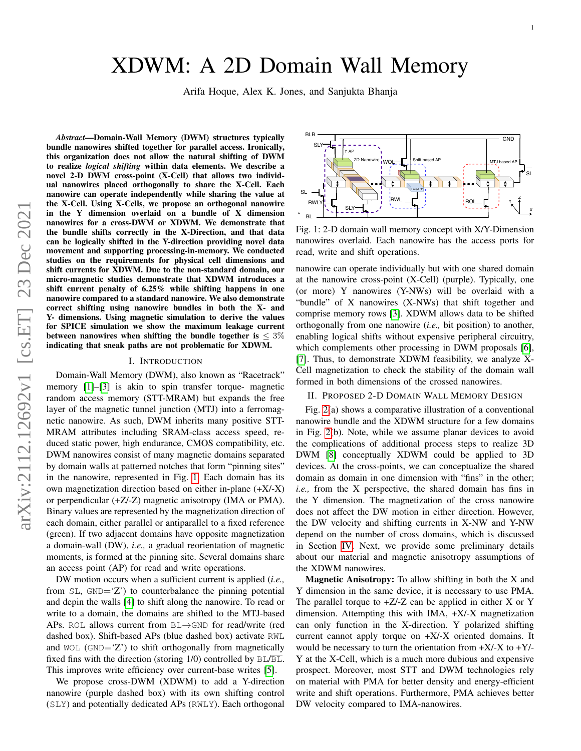# XDWM: A 2D Domain Wall Memory

Arifa Hoque, Alex K. Jones, and Sanjukta Bhanja

***Abstract*—Domain-Wall Memory (DWM) structures typically bundle nanowires shifted together for parallel access. Ironically, this organization does not allow the natural shifting of DWM to realize *logical shifting* within data elements. We describe a novel 2-D DWM cross-point (X-Cell) that allows two individual nanowires placed orthogonally to share the X-Cell. Each nanowire can operate independently while sharing the value at the X-Cell. Using X-Cells, we propose an orthogonal nanowire in the Y dimension overlaid on a bundle of X dimension nanowires for a cross-DWM or XDWM. We demonstrate that the bundle shifts correctly in the X-Direction, and that data can be logically shifted in the Y-direction providing novel data movement and supporting processing-in-memory. We conducted studies on the requirements for physical cell dimensions and shift currents for XDWM. Due to the non-standard domain, our micro-magnetic studies demonstrate that XDWM introduces a shift current penalty of 6.25% while shifting happens in one nanowire compared to a standard nanowire. We also demonstrate correct shifting using nanowire bundles in both the X- and Y- dimensions. Using magnetic simulation to derive the values for SPICE simulation we show the maximum leakage current between nanowires when shifting the bundle together is $\leq 3\%$ indicating that sneak paths are not problematic for XDWM.**

## I. Introduction

Domain-Wall Memory (DWM), also known as "Racetrack" memory [1]–[3] is akin to spin transfer torque- magnetic random access memory (STT-MRAM) but expands the free layer of the magnetic tunnel junction (MTJ) into a ferromagnetic nanowire. As such, DWM inherits many positive STT-MRAM attributes including SRAM-class access speed, reduced static power, high endurance, CMOS compatibility, etc. DWM nanowires consist of many magnetic domains separated by domain walls at patterned notches that form "pinning sites" in the nanowire, represented in Fig. 1. Each domain has its own magnetization direction based on either in-plane (+X/-X) or perpendicular (+Z/-Z) magnetic anisotropy (IMA or PMA). Binary values are represented by the magnetization direction of each domain, either parallel or antiparallel to a fixed reference (green). If two adjacent domains have opposite magnetization a domain-wall (DW), *i.e.,* a gradual reorientation of magnetic moments, is formed at the pinning site. Several domains share an access point (AP) for read and write operations.

DW motion occurs when a sufficient current is applied (*i.e.,* from `SL`, `GND`='Z') to counterbalance the pinning potential and depin the walls [4] to shift along the nanowire. To read or write to a domain, the domains are shifted to the MTJ-based APs. `ROL` allows current from `BL`→`GND` for read/write (red dashed box). Shift-based APs (blue dashed box) activate `RWL` and `WOL` (`GND`='Z') to shift orthogonally from magnetically fixed fins with the direction (storing 1/0) controlled by `BL`/$\overline{\texttt{BL}}$. This improves write efficiency over current-base writes [5].

We propose cross-DWM (XDWM) to add a Y-direction nanowire (purple dashed box) with its own shifting control (`SLY`) and potentially dedicated APs (`RWLY`). Each orthogonal nanowire can operate individually but with one shared domain at the nanowire cross-point (X-Cell) (purple). Typically, one (or more) Y nanowires (Y-NWs) will be overlaid with a "bundle" of X nanowires (X-NWs) that shift together and comprise memory rows [3]. XDWM allows data to be shifted orthogonally from one nanowire (*i.e.,* bit position) to another, enabling logical shifts without expensive peripheral circuitry, which complements other processing in DWM proposals [6], [7]. Thus, to demonstrate XDWM feasibility, we analyze X-Cell magnetization to check the stability of the domain wall formed in both dimensions of the crossed nanowires.

Fig. 1: 2-D domain wall memory concept with X/Y-Dimension nanowires overlaid. Each nanowire has the access ports for read, write and shift operations.

## II. Proposed 2-D Domain Wall Memory Design

Fig. 2(a) shows a comparative illustration of a conventional nanowire bundle and the XDWM structure for a few domains in Fig. 2(b). Note, while we assume planar devices to avoid the complications of additional process steps to realize 3D DWM [8] conceptually XDWM could be applied to 3D devices. At the cross-points, we can conceptualize the shared domain as domain in one dimension with "fins" in the other; *i.e.,* from the X perspective, the shared domain has fins in the Y dimension. The magnetization of the cross nanowire does not affect the DW motion in either direction. However, the DW velocity and shifting currents in X-NW and Y-NW depend on the number of cross domains, which is discussed in Section IV. Next, we provide some preliminary details about our material and magnetic anisotropy assumptions of the XDWM nanowires.

**Magnetic Anisotropy:** To allow shifting in both the X and Y dimension in the same device, it is necessary to use PMA. The parallel torque to +Z/-Z can be applied in either X or Y dimension. Attempting this with IMA, +X/-X magnetization can only function in the X-direction. Y polarized shifting current cannot apply torque on +X/-X oriented domains. It would be necessary to turn the orientation from +X/-X to +Y/-Y at the X-Cell, which is a much more dubious and expensive prospect. Moreover, most STT and DWM technologies rely on material with PMA for better density and energy-efficient write and shift operations. Furthermore, PMA achieves better DW velocity compared to IMA-nanowires.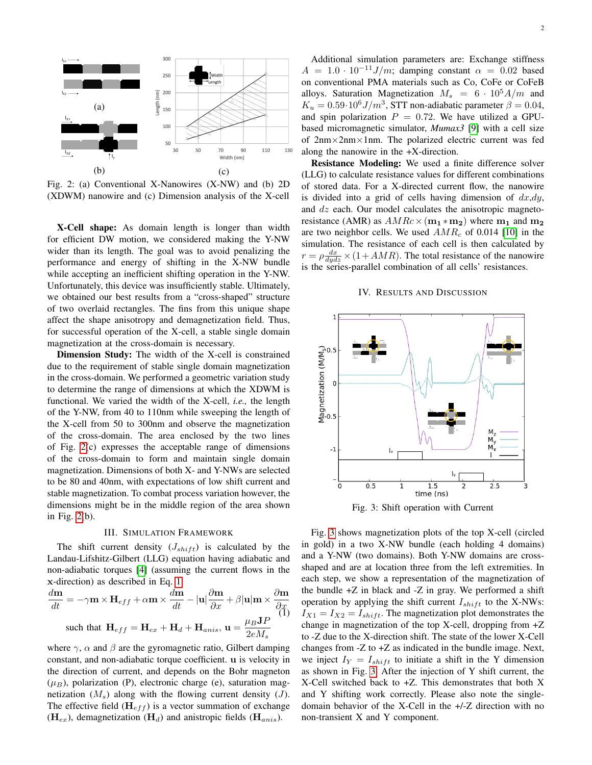Fig. 2: (a) Conventional X-Nanowires (X-NW) and (b) 2D (XDWM) nanowire and (c) Dimension analysis of the X-cell

**X-Cell shape:** As domain length is longer than width for efficient DW motion, we considered making the Y-NW wider than its length. The goal was to avoid penalizing the performance and energy of shifting in the X-NW bundle while accepting an inefficient shifting operation in the Y-NW. Unfortunately, this device was insufficiently stable. Ultimately, we obtained our best results from a "cross-shaped" structure of two overlaid rectangles. The fins from this unique shape affect the shape anisotropy and demagnetization field. Thus, for successful operation of the X-cell, a stable single domain magnetization at the cross-domain is necessary.

**Dimension Study:** The width of the X-cell is constrained due to the requirement of stable single domain magnetization in the cross-domain. We performed a geometric variation study to determine the range of dimensions at which the XDWM is functional. We varied the width of the X-cell, *i.e.,* the length of the Y-NW, from 40 to 110nm while sweeping the length of the X-cell from 50 to 300nm and observe the magnetization of the cross-domain. The area enclosed by the two lines of Fig. 2(c) expresses the acceptable range of dimensions of the cross-domain to form and maintain single domain magnetization. Dimensions of both X- and Y-NWs are selected to be 80 and 40nm, with expectations of low shift current and stable magnetization. To combat process variation however, the dimensions might be in the middle region of the area shown in Fig. 2(b).

## III. Simulation Framework

The shift current density ($J_{shift}$) is calculated by the Landau-Lifshitz-Gilbert (LLG) equation having adiabatic and non-adiabatic torques [4] (assuming the current flows in the $\mathbf{x}$-direction) as described in Eq. 1.

$$\frac{d\mathbf{m}}{dt} = -\gamma \mathbf{m} \times \mathbf{H}_{eff} + \alpha \mathbf{m} \times \frac{d\mathbf{m}}{dt} - |\mathbf{u}|\frac{\partial \mathbf{m}}{\partial x} + \beta |\mathbf{u}| \mathbf{m} \times \frac{\partial \mathbf{m}}{\partial x} \tag{1}$$

$$\text{such that } \mathbf{H}_{eff} = \mathbf{H}_{ex} + \mathbf{H}_{d} + \mathbf{H}_{anis},\ \mathbf{u} = \frac{\mu_B \mathbf{J} P}{2eM_s}$$

where $\gamma$, $\alpha$ and $\beta$ are the gyromagnetic ratio, Gilbert damping constant, and non-adiabatic torque coefficient. $\mathbf{u}$ is velocity in the direction of current, and depends on the Bohr magneton ($\mu_B$), polarization (P), electronic charge (e), saturation magnetization ($M_s$) along with the flowing current density ($J$). The effective field ($\mathbf{H}_{eff}$) is a vector summation of exchange ($\mathbf{H}_{ex}$), demagnetization ($\mathbf{H}_{d}$) and anistropic fields ($\mathbf{H}_{anis}$).

Additional simulation parameters are: Exchange stiffness $A = 1.0 \cdot 10^{-11} J/m$; damping constant $\alpha = 0.02$ based on conventional PMA materials such as Co, CoFe or CoFeB alloys. Saturation Magnetization $M_s = 6 \cdot 10^5 A/m$ and $K_u = 0.59 \cdot 10^6 J/m^3$, STT non-adiabatic parameter $\beta = 0.04$, and spin polarization $P = 0.72$. We have utilized a GPU-based micromagnetic simulator, *Mumax3* [9] with a cell size of 2nm×2nm×1nm. The polarized electric current was fed along the nanowire in the +X-direction.

**Resistance Modeling:** We used a finite difference solver (LLG) to calculate resistance values for different combinations of stored data. For a X-directed current flow, the nanowire is divided into a grid of cells having dimension of $dx$,$dy$, and $dz$ each. Our model calculates the anisotropic magneto-resistance (AMR) as $AMRc \times (\mathbf{m_1} * \mathbf{m_2})$ where $\mathbf{m_1}$ and $\mathbf{m_2}$ are two neighbor cells. We used $AMR_c$ of 0.014 [10] in the simulation. The resistance of each cell is then calculated by $r = \rho \frac{dx}{dydz} \times (1 + AMR)$. The total resistance of the nanowire is the series-parallel combination of all cells' resistances.

## IV. Results and Discussion

Fig. 3: Shift operation with Current

Fig. 3 shows magnetization plots of the top X-cell (circled in gold) in a two X-NW bundle (each holding 4 domains) and a Y-NW (two domains). Both Y-NW domains are cross-shaped and are at location three from the left extremities. In each step, we show a representation of the magnetization of the bundle +Z in black and -Z in gray. We performed a shift operation by applying the shift current $I_{shift}$ to the X-NWs: $I_{X1} = I_{X2} = I_{shift}$. The magnetization plot demonstrates the change in magnetization of the top X-cell, dropping from +Z to -Z due to the X-direction shift. The state of the lower X-Cell changes from -Z to +Z as indicated in the bundle image. Next, we inject $I_Y = I_{shift}$ to initiate a shift in the Y dimension as shown in Fig. 3. After the injection of Y shift current, the X-Cell switched back to +Z. This demonstrates that both X and Y shifting work correctly. Please also note the single-domain behavior of the X-Cell in the +/-Z direction with no non-transient X and Y component.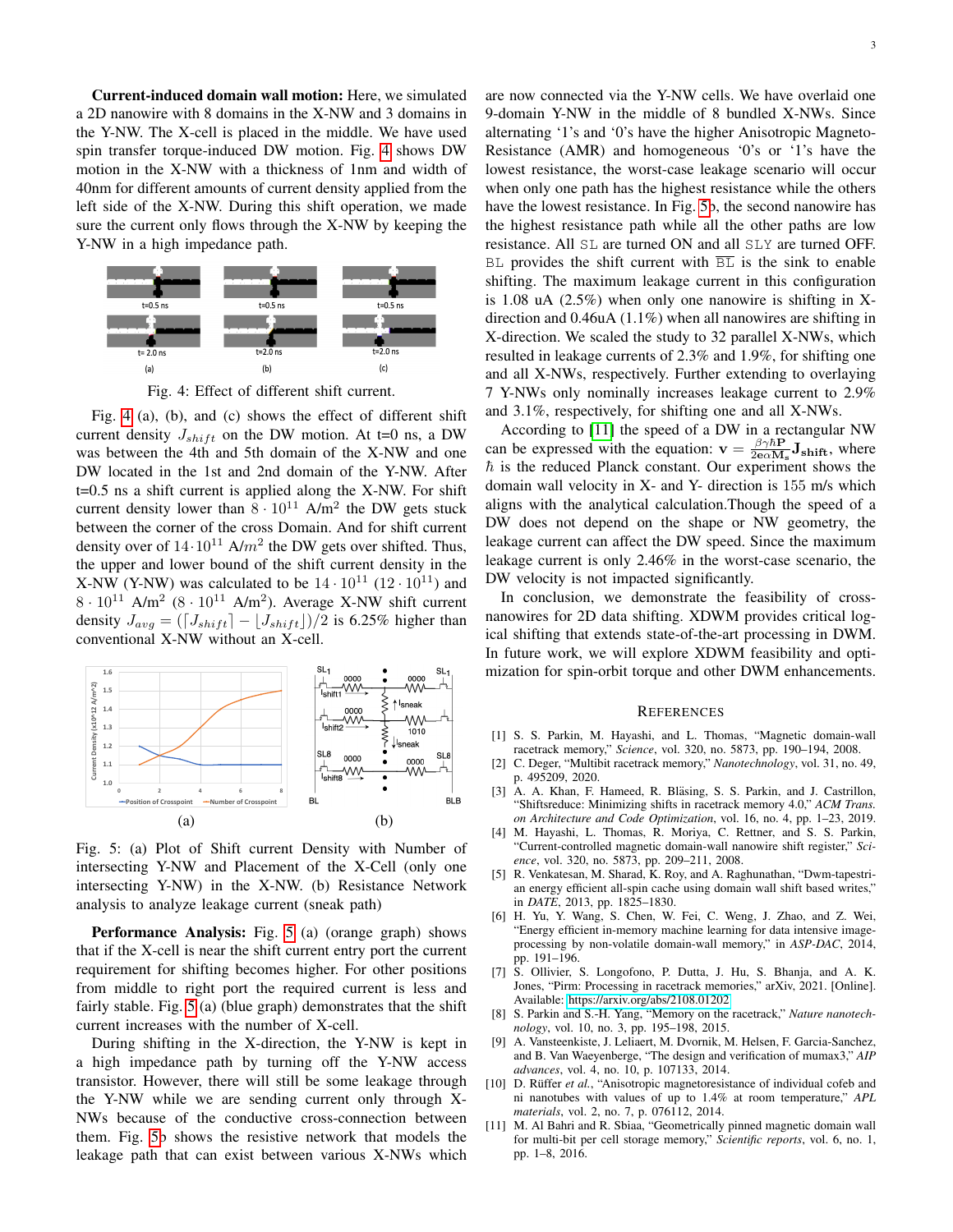**Current-induced domain wall motion:** Here, we simulated a 2D nanowire with 8 domains in the X-NW and 3 domains in the Y-NW. The X-cell is placed in the middle. We have used spin transfer torque-induced DW motion. Fig. 4 shows DW motion in the X-NW with a thickness of 1nm and width of 40nm for different amounts of current density applied from the left side of the X-NW. During this shift operation, we made sure the current only flows through the X-NW by keeping the Y-NW in a high impedance path.

t=0.5 ns
t=0.5 ns
t=0.5 ns
t= 2.0 ns
t=2.0 ns
t=2.0 ns
(a)
(b)
(c)

Fig. 4: Effect of different shift current.

Fig. 4 (a), (b), and (c) shows the effect of different shift current density $J_{shift}$ on the DW motion. At t=0 ns, a DW was between the 4th and 5th domain of the X-NW and one DW located in the 1st and 2nd domain of the Y-NW. After t=0.5 ns a shift current is applied along the X-NW. For shift current density lower than $8 \cdot 10^{11}$ A/m$^2$ the DW gets stuck between the corner of the cross Domain. And for shift current density over of $14 \cdot 10^{11}$ $A/m^2$ the DW gets over shifted. Thus, the upper and lower bound of the shift current density in the X-NW (Y-NW) was calculated to be $14 \cdot 10^{11}$ ($12 \cdot 10^{11}$) and $8 \cdot 10^{11}$ A/m$^2$ ($8 \cdot 10^{11}$ A/m$^2$). Average X-NW shift current density $J_{avg} = (\lceil J_{shift} \rceil - \lfloor J_{shift} \rfloor)/2$ is 6.25% higher than conventional X-NW without an X-cell.

Current Density (x10^12 A/m^2)
1.6
1.5
1.4
1.3
1.2
1.1
1.0
0
2
4
6
8
Position of Crosspoint
Number of Crosspoint
(a)

SL1
SL1
Ishift1
0000
0000
Isneak
Ishift2
0000
1010
Isneak
SL8
0000
0000
SL8
Ishift8
BL
BLB
(b)

Fig. 5: (a) Plot of Shift current Density with Number of intersecting Y-NW and Placement of the X-Cell (only one intersecting Y-NW) in the X-NW. (b) Resistance Network analysis to analyze leakage current (sneak path)

**Performance Analysis:** Fig. 5 (a) (orange graph) shows that if the X-cell is near the shift current entry port the current requirement for shifting becomes higher. For other positions from middle to right port the required current is less and fairly stable. Fig. 5 (a) (blue graph) demonstrates that the shift current increases with the number of X-cell.

During shifting in the X-direction, the Y-NW is kept in a high impedance path by turning off the Y-NW access transistor. However, there will still be some leakage through the Y-NW while we are sending current only through X-NWs because of the conductive cross-connection between them. Fig. 5b shows the resistive network that models the leakage path that can exist between various X-NWs which are now connected via the Y-NW cells. We have overlaid one 9-domain Y-NW in the middle of 8 bundled X-NWs. Since alternating '1's and '0's have the higher Anisotropic Magneto-Resistance (AMR) and homogeneous '0's or '1's have the lowest resistance, the worst-case leakage scenario will occur when only one path has the highest resistance while the others have the lowest resistance. In Fig. 5b, the second nanowire has the highest resistance path while all the other paths are low resistance. All SL are turned ON and all SLY are turned OFF. BL provides the shift current with $\overline{\text{BL}}$ is the sink to enable shifting. The maximum leakage current in this configuration is 1.08 uA (2.5%) when only one nanowire is shifting in X-direction and 0.46uA (1.1%) when all nanowires are shifting in X-direction. We scaled the study to 32 parallel X-NWs, which resulted in leakage currents of 2.3% and 1.9%, for shifting one and all X-NWs, respectively. Further extending to overlaying 7 Y-NWs only nominally increases leakage current to 2.9% and 3.1%, respectively, for shifting one and all X-NWs.

According to [11] the speed of a DW in a rectangular NW can be expressed with the equation: $\mathbf{v} = \frac{\beta\gamma\hbar\mathbf{P}}{2\mathbf{e}\alpha\mathbf{M_s}}\mathbf{J_{shift}}$, where $\hbar$ is the reduced Planck constant. Our experiment shows the domain wall velocity in X- and Y- direction is 155 m/s which aligns with the analytical calculation.Though the speed of a DW does not depend on the shape or NW geometry, the leakage current can affect the DW speed. Since the maximum leakage current is only 2.46% in the worst-case scenario, the DW velocity is not impacted significantly.

In conclusion, we demonstrate the feasibility of cross-nanowires for 2D data shifting. XDWM provides critical logical shifting that extends state-of-the-art processing in DWM. In future work, we will explore XDWM feasibility and optimization for spin-orbit torque and other DWM enhancements.

## References

[1] S. S. Parkin, M. Hayashi, and L. Thomas, "Magnetic domain-wall racetrack memory," *Science*, vol. 320, no. 5873, pp. 190–194, 2008.

[2] C. Deger, "Multibit racetrack memory," *Nanotechnology*, vol. 31, no. 49, p. 495209, 2020.

[3] A. A. Khan, F. Hameed, R. Bläsing, S. S. Parkin, and J. Castrillon, "Shiftsreduce: Minimizing shifts in racetrack memory 4.0," *ACM Trans. on Architecture and Code Optimization*, vol. 16, no. 4, pp. 1–23, 2019.

[4] M. Hayashi, L. Thomas, R. Moriya, C. Rettner, and S. S. Parkin, "Current-controlled magnetic domain-wall nanowire shift register," *Science*, vol. 320, no. 5873, pp. 209–211, 2008.

[5] R. Venkatesan, M. Sharad, K. Roy, and A. Raghunathan, "Dwm-tapestri-an energy efficient all-spin cache using domain wall shift based writes," in *DATE*, 2013, pp. 1825–1830.

[6] H. Yu, Y. Wang, S. Chen, W. Fei, C. Weng, J. Zhao, and Z. Wei, "Energy efficient in-memory machine learning for data intensive image-processing by non-volatile domain-wall memory," in *ASP-DAC*, 2014, pp. 191–196.

[7] S. Ollivier, S. Longofono, P. Dutta, J. Hu, S. Bhanja, and A. K. Jones, "Pirm: Processing in racetrack memories," arXiv, 2021. [Online]. Available: https://arxiv.org/abs/2108.01202

[8] S. Parkin and S.-H. Yang, "Memory on the racetrack," *Nature nanotechnology*, vol. 10, no. 3, pp. 195–198, 2015.

[9] A. Vansteenkiste, J. Leliaert, M. Dvornik, M. Helsen, F. Garcia-Sanchez, and B. Van Waeyenberge, "The design and verification of mumax3," *AIP advances*, vol. 4, no. 10, p. 107133, 2014.

[10] D. Rüffer *et al.*, "Anisotropic magnetoresistance of individual cofeb and ni nanotubes with values of up to 1.4% at room temperature," *APL materials*, vol. 2, no. 7, p. 076112, 2014.

[11] M. Al Bahri and R. Sbiaa, "Geometrically pinned magnetic domain wall for multi-bit per cell storage memory," *Scientific reports*, vol. 6, no. 1, pp. 1–8, 2016.